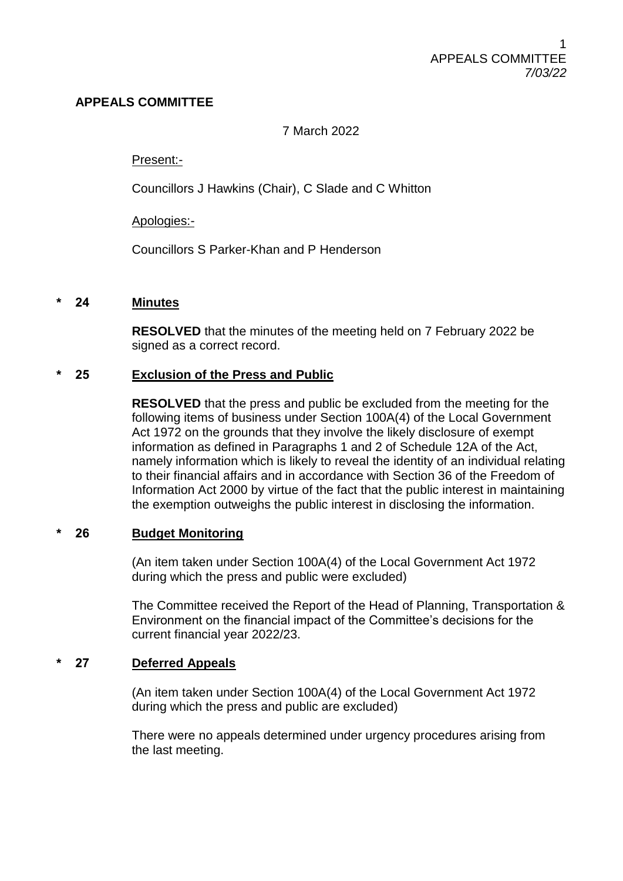## APPEALS COMMITTEE

7 March 2022

Present:-

Councillors J Hawkins (Chair), C Slade and C Whitton

Apologies:-

Councillors S Parker-Khan and P Henderson

### * 24 Minutes

**RESOLVED** that the minutes of the meeting held on 7 February 2022 be signed as a correct record.

### * 25 Exclusion of the Press and Public

**RESOLVED** that the press and public be excluded from the meeting for the following items of business under Section 100A(4) of the Local Government Act 1972 on the grounds that they involve the likely disclosure of exempt information as defined in Paragraphs 1 and 2 of Schedule 12A of the Act, namely information which is likely to reveal the identity of an individual relating to their financial affairs and in accordance with Section 36 of the Freedom of Information Act 2000 by virtue of the fact that the public interest in maintaining the exemption outweighs the public interest in disclosing the information.

### * 26 Budget Monitoring

(An item taken under Section 100A(4) of the Local Government Act 1972 during which the press and public were excluded)

The Committee received the Report of the Head of Planning, Transportation & Environment on the financial impact of the Committee's decisions for the current financial year 2022/23.

### * 27 Deferred Appeals

(An item taken under Section 100A(4) of the Local Government Act 1972 during which the press and public are excluded)

There were no appeals determined under urgency procedures arising from the last meeting.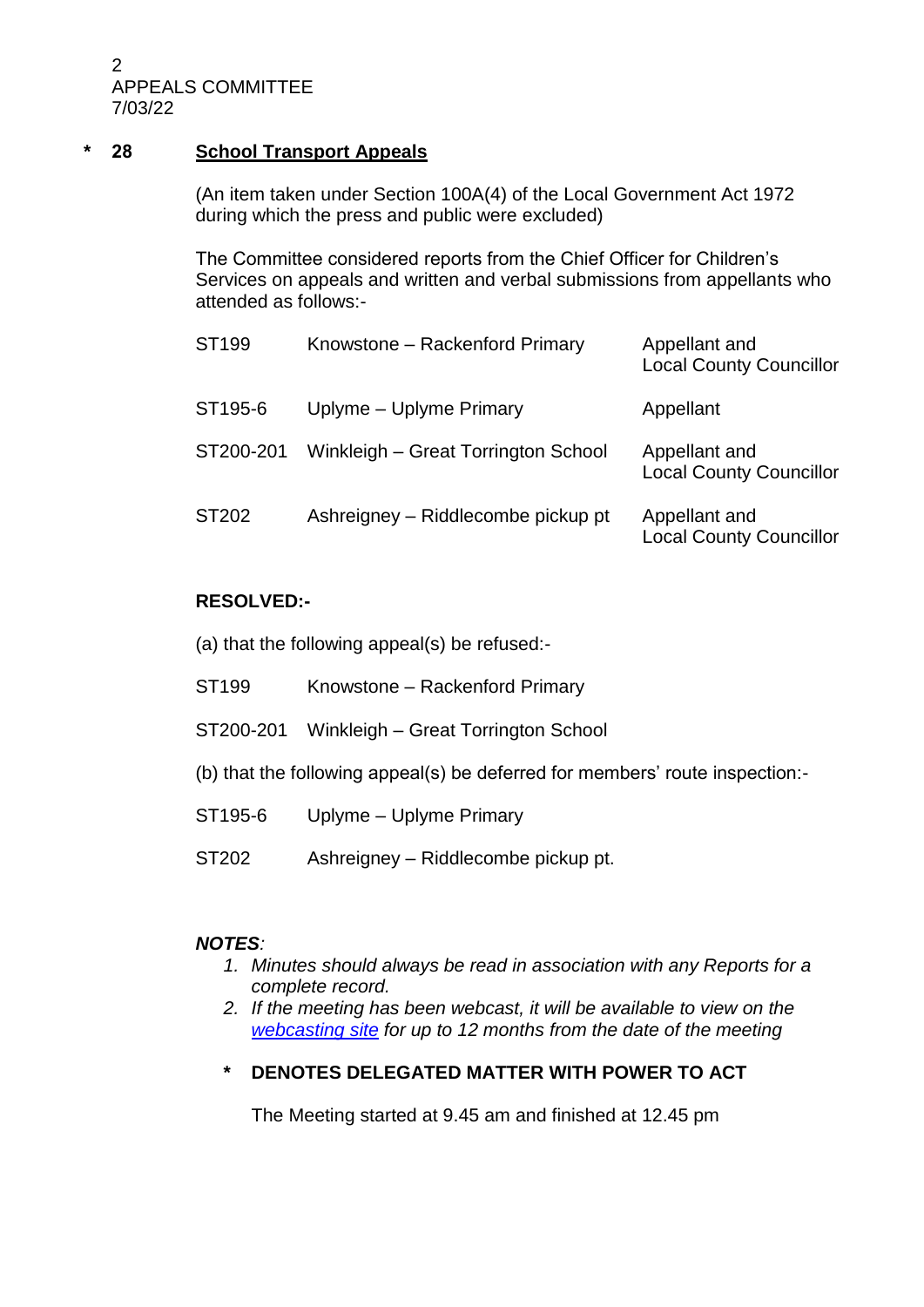## * 28 School Transport Appeals

(An item taken under Section 100A(4) of the Local Government Act 1972 during which the press and public were excluded)

The Committee considered reports from the Chief Officer for Children's Services on appeals and written and verbal submissions from appellants who attended as follows:-

| | | |
|---|---|---|
| ST199 | Knowstone – Rackenford Primary | Appellant and Local County Councillor |
| ST195-6 | Uplyme – Uplyme Primary | Appellant |
| ST200-201 | Winkleigh – Great Torrington School | Appellant and Local County Councillor |
| ST202 | Ashreigney – Riddlecombe pickup pt | Appellant and Local County Councillor |

**RESOLVED:-**

(a) that the following appeal(s) be refused:-

| | |
|---|---|
| ST199 | Knowstone – Rackenford Primary |
| ST200-201 | Winkleigh – Great Torrington School |

(b) that the following appeal(s) be deferred for members' route inspection:-

| | |
|---|---|
| ST195-6 | Uplyme – Uplyme Primary |
| ST202 | Ashreigney – Riddlecombe pickup pt. |

***NOTES**:*

1. *Minutes should always be read in association with any Reports for a complete record.*
2. *If the meeting has been webcast, it will be available to view on the webcasting site for up to 12 months from the date of the meeting*

**\* DENOTES DELEGATED MATTER WITH POWER TO ACT**

The Meeting started at 9.45 am and finished at 12.45 pm